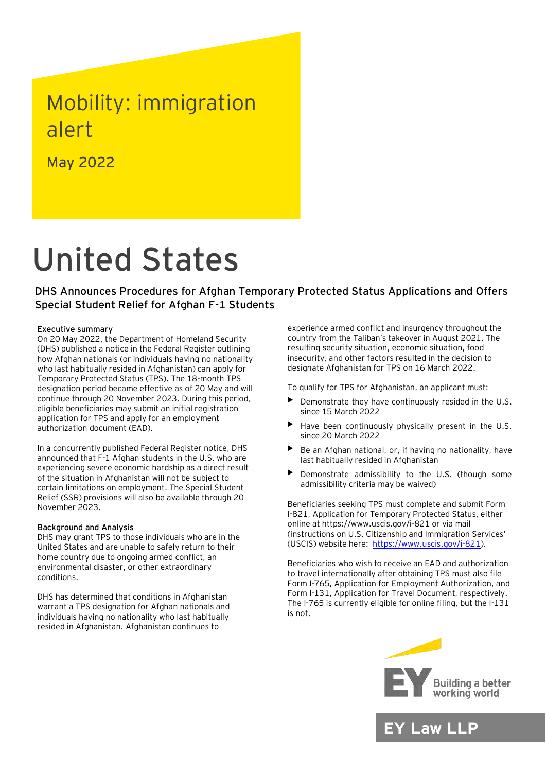# Mobility: immigration alert

May 2022

# United States

## DHS Announces Procedures for Afghan Temporary Protected Status Applications and Offers Special Student Relief for Afghan F-1 Students

### Executive summary

On 20 May 2022, the Department of Homeland Security (DHS) published a notice in the Federal Register outlining how Afghan nationals (or individuals having no nationality who last habitually resided in Afghanistan) can apply for Temporary Protected Status (TPS). The 18-month TPS designation period became effective as of 20 May and will continue through 20 November 2023. During this period, eligible beneficiaries may submit an initial registration application for TPS and apply for an employment authorization document (EAD).

In a concurrently published Federal Register notice, DHS announced that F-1 Afghan students in the U.S. who are experiencing severe economic hardship as a direct result of the situation in Afghanistan will not be subject to certain limitations on employment. The Special Student Relief (SSR) provisions will also be available through 20 November 2023.

### Background and Analysis

DHS may grant TPS to those individuals who are in the United States and are unable to safely return to their home country due to ongoing armed conflict, an environmental disaster, or other extraordinary conditions.

DHS has determined that conditions in Afghanistan warrant a TPS designation for Afghan nationals and individuals having no nationality who last habitually resided in Afghanistan. Afghanistan continues to experience armed conflict and insurgency throughout the country from the Taliban's takeover in August 2021. The resulting security situation, economic situation, food insecurity, and other factors resulted in the decision to designate Afghanistan for TPS on 16 March 2022.

To qualify for TPS for Afghanistan, an applicant must:

- Demonstrate they have continuously resided in the U.S. since 15 March 2022
- Have been continuously physically present in the U.S. since 20 March 2022
- Be an Afghan national, or, if having no nationality, have last habitually resided in Afghanistan
- Demonstrate admissibility to the U.S. (though some admissibility criteria may be waived)

Beneficiaries seeking TPS must complete and submit Form I-821, Application for Temporary Protected Status, either online at https://www.uscis.gov/i-821 or via mail (instructions on U.S. Citizenship and Immigration Services' (USCIS) website here: [https://www.uscis.gov/i-821](https://www.uscis.gov/i-821)).

Beneficiaries who wish to receive an EAD and authorization to travel internationally after obtaining TPS must also file Form I-765, Application for Employment Authorization, and Form I-131, Application for Travel Document, respectively. The I-765 is currently eligible for online filing, but the I-131 is not.

EY Building a better working world

EY Law LLP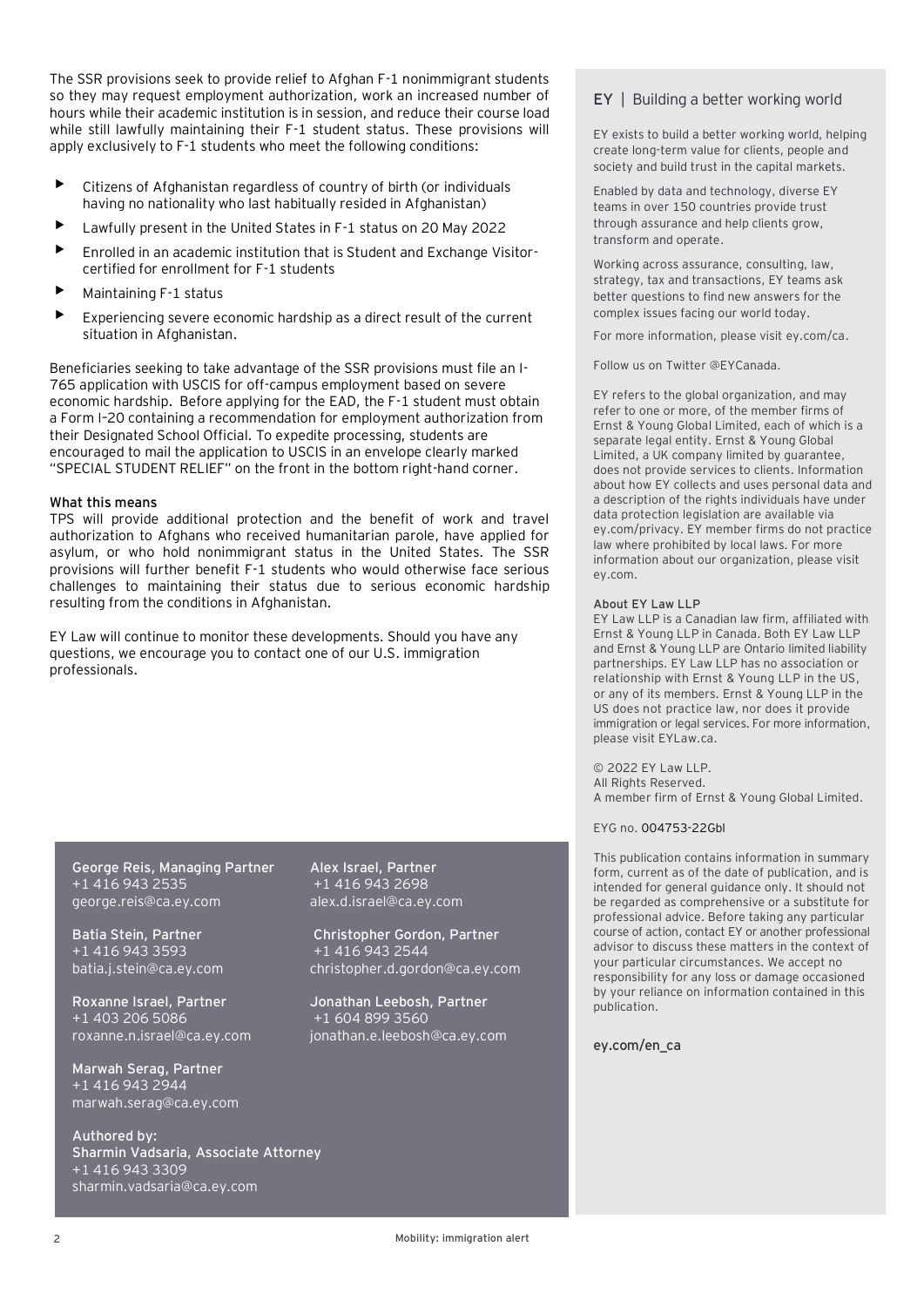The SSR provisions seek to provide relief to Afghan F-1 nonimmigrant students so they may request employment authorization, work an increased number of hours while their academic institution is in session, and reduce their course load while still lawfully maintaining their F-1 student status. These provisions will apply exclusively to F-1 students who meet the following conditions:

- Citizens of Afghanistan regardless of country of birth (or individuals having no nationality who last habitually resided in Afghanistan)
- Lawfully present in the United States in F-1 status on 20 May 2022
- Enrolled in an academic institution that is Student and Exchange Visitor-certified for enrollment for F-1 students
- Maintaining F-1 status
- Experiencing severe economic hardship as a direct result of the current situation in Afghanistan.

Beneficiaries seeking to take advantage of the SSR provisions must file an I-765 application with USCIS for off-campus employment based on severe economic hardship. Before applying for the EAD, the F-1 student must obtain a Form I-20 containing a recommendation for employment authorization from their Designated School Official. To expedite processing, students are encouraged to mail the application to USCIS in an envelope clearly marked "SPECIAL STUDENT RELIEF" on the front in the bottom right-hand corner.

**What this means**

TPS will provide additional protection and the benefit of work and travel authorization to Afghans who received humanitarian parole, have applied for asylum, or who hold nonimmigrant status in the United States. The SSR provisions will further benefit F-1 students who would otherwise face serious challenges to maintaining their status due to serious economic hardship resulting from the conditions in Afghanistan.

EY Law will continue to monitor these developments. Should you have any questions, we encourage you to contact one of our U.S. immigration professionals.

**George Reis, Managing Partner**
+1 416 943 2535
george.reis@ca.ey.com

**Alex Israel, Partner**
+1 416 943 2698
alex.d.israel@ca.ey.com

**Batia Stein, Partner**
+1 416 943 3593
batia.j.stein@ca.ey.com

**Christopher Gordon, Partner**
+1 416 943 2544
christopher.d.gordon@ca.ey.com

**Roxanne Israel, Partner**
+1 403 206 5086
roxanne.n.israel@ca.ey.com

**Jonathan Leebosh, Partner**
+1 604 899 3560
jonathan.e.leebosh@ca.ey.com

**Marwah Serag, Partner**
+1 416 943 2944
marwah.serag@ca.ey.com

**Authored by:**
**Sharmin Vadsaria, Associate Attorney**
+1 416 943 3309
sharmin.vadsaria@ca.ey.com

## EY | Building a better working world

EY exists to build a better working world, helping create long-term value for clients, people and society and build trust in the capital markets.

Enabled by data and technology, diverse EY teams in over 150 countries provide trust through assurance and help clients grow, transform and operate.

Working across assurance, consulting, law, strategy, tax and transactions, EY teams ask better questions to find new answers for the complex issues facing our world today.

For more information, please visit ey.com/ca.

Follow us on Twitter @EYCanada.

EY refers to the global organization, and may refer to one or more, of the member firms of Ernst & Young Global Limited, each of which is a separate legal entity. Ernst & Young Global Limited, a UK company limited by guarantee, does not provide services to clients. Information about how EY collects and uses personal data and a description of the rights individuals have under data protection legislation are available via ey.com/privacy. EY member firms do not practice law where prohibited by local laws. For more information about our organization, please visit ey.com.

**About EY Law LLP**

EY Law LLP is a Canadian law firm, affiliated with Ernst & Young LLP in Canada. Both EY Law LLP and Ernst & Young LLP are Ontario limited liability partnerships. EY Law LLP has no association or relationship with Ernst & Young LLP in the US, or any of its members. Ernst & Young LLP in the US does not practice law, nor does it provide immigration or legal services. For more information, please visit EYLaw.ca.

© 2022 EY Law LLP.
All Rights Reserved.
A member firm of Ernst & Young Global Limited.

EYG no. 004753-22Gbl

This publication contains information in summary form, current as of the date of publication, and is intended for general guidance only. It should not be regarded as comprehensive or a substitute for professional advice. Before taking any particular course of action, contact EY or another professional advisor to discuss these matters in the context of your particular circumstances. We accept no responsibility for any loss or damage occasioned by your reliance on information contained in this publication.

**ey.com/en_ca**